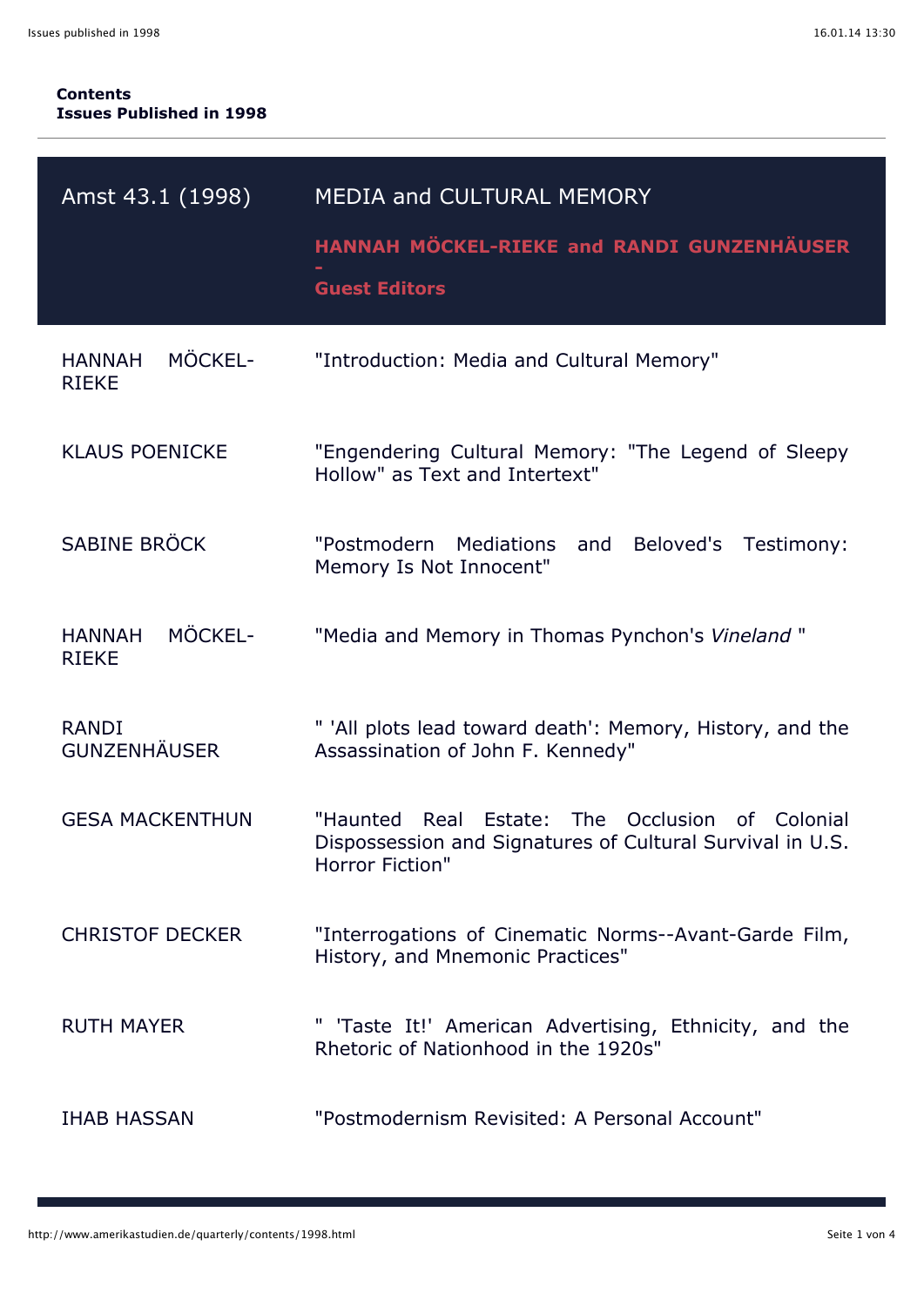**Contents**
**Issues Published in 1998**

---

| Amst 43.1 (1998) | MEDIA and CULTURAL MEMORY<br><br>**HANNAH MÖCKEL-RIEKE and RANDI GUNZENHÄUSER - Guest Editors** |
|---|---|
| HANNAH MÖCKEL-RIEKE | "Introduction: Media and Cultural Memory" |
| KLAUS POENICKE | "Engendering Cultural Memory: "The Legend of Sleepy Hollow" as Text and Intertext" |
| SABINE BRÖCK | "Postmodern Mediations and Beloved's Testimony: Memory Is Not Innocent" |
| HANNAH MÖCKEL-RIEKE | "Media and Memory in Thomas Pynchon's *Vineland* " |
| RANDI GUNZENHÄUSER | " 'All plots lead toward death': Memory, History, and the Assassination of John F. Kennedy" |
| GESA MACKENTHUN | "Haunted Real Estate: The Occlusion of Colonial Dispossession and Signatures of Cultural Survival in U.S. Horror Fiction" |
| CHRISTOF DECKER | "Interrogations of Cinematic Norms--Avant-Garde Film, History, and Mnemonic Practices" |
| RUTH MAYER | " 'Taste It!' American Advertising, Ethnicity, and the Rhetoric of Nationhood in the 1920s" |
| IHAB HASSAN | "Postmodernism Revisited: A Personal Account" |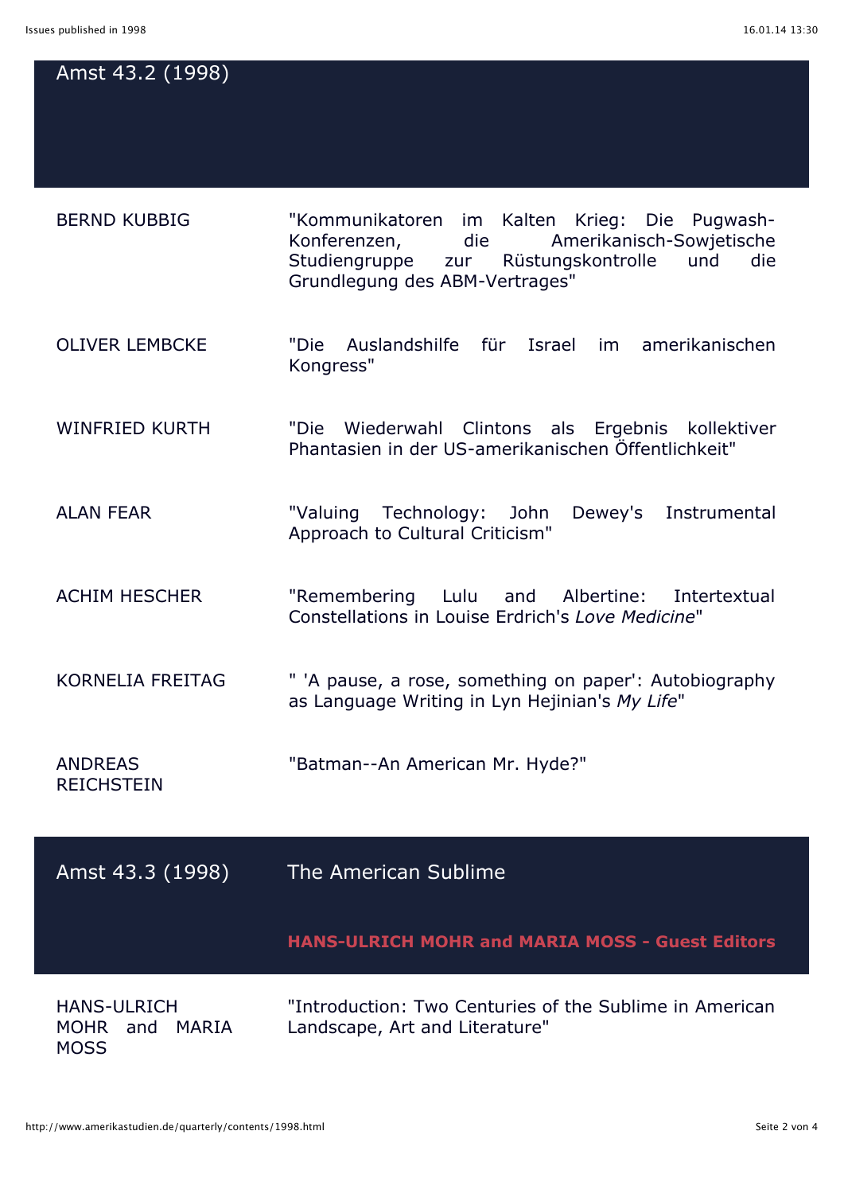## Amst 43.2 (1998)

| | |
|---|---|
| BERND KUBBIG | "Kommunikatoren im Kalten Krieg: Die Pugwash-Konferenzen, die Amerikanisch-Sowjetische Studiengruppe zur Rüstungskontrolle und die Grundlegung des ABM-Vertrages" |
| OLIVER LEMBCKE | "Die Auslandshilfe für Israel im amerikanischen Kongress" |
| WINFRIED KURTH | "Die Wiederwahl Clintons als Ergebnis kollektiver Phantasien in der US-amerikanischen Öffentlichkeit" |
| ALAN FEAR | "Valuing Technology: John Dewey's Instrumental Approach to Cultural Criticism" |
| ACHIM HESCHER | "Remembering Lulu and Albertine: Intertextual Constellations in Louise Erdrich's *Love Medicine*" |
| KORNELIA FREITAG | " 'A pause, a rose, something on paper': Autobiography as Language Writing in Lyn Hejinian's *My Life*" |
| ANDREAS REICHSTEIN | "Batman--An American Mr. Hyde?" |

## Amst 43.3 (1998) The American Sublime

**HANS-ULRICH MOHR and MARIA MOSS - Guest Editors**

| | |
|---|---|
| HANS-ULRICH MOHR and MARIA MOSS | "Introduction: Two Centuries of the Sublime in American Landscape, Art and Literature" |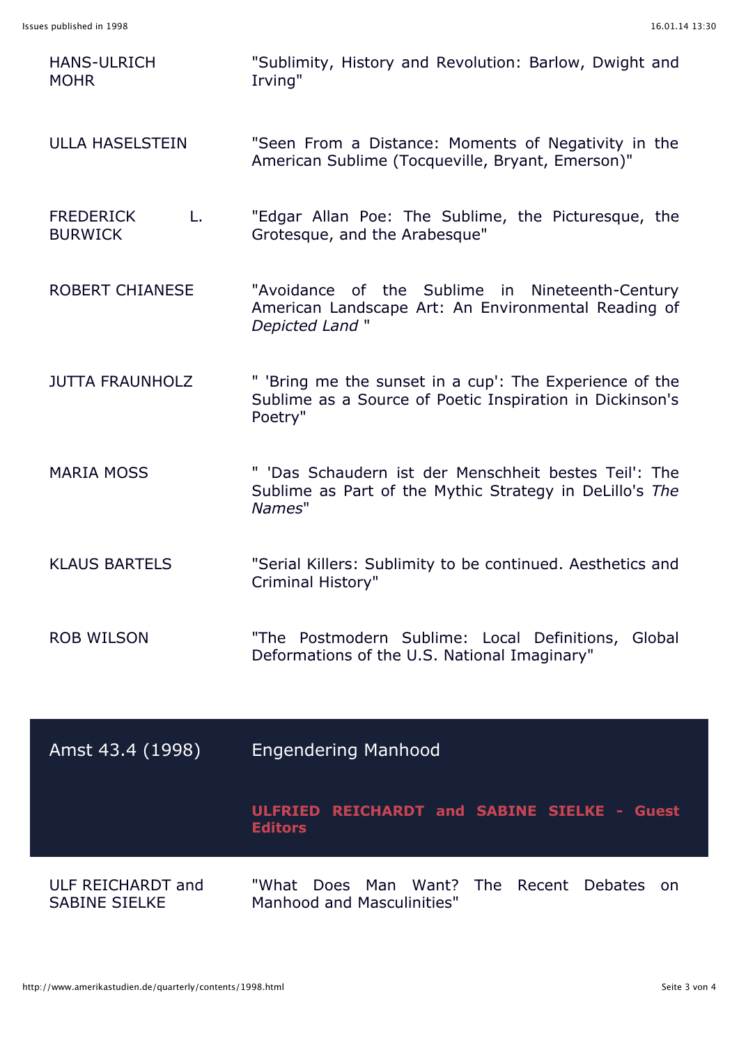| | |
|---|---|
| HANS-ULRICH MOHR | "Sublimity, History and Revolution: Barlow, Dwight and Irving" |
| ULLA HASELSTEIN | "Seen From a Distance: Moments of Negativity in the American Sublime (Tocqueville, Bryant, Emerson)" |
| FREDERICK L. BURWICK | "Edgar Allan Poe: The Sublime, the Picturesque, the Grotesque, and the Arabesque" |
| ROBERT CHIANESE | "Avoidance of the Sublime in Nineteenth-Century American Landscape Art: An Environmental Reading of *Depicted Land* " |
| JUTTA FRAUNHOLZ | " 'Bring me the sunset in a cup': The Experience of the Sublime as a Source of Poetic Inspiration in Dickinson's Poetry" |
| MARIA MOSS | " 'Das Schaudern ist der Menschheit bestes Teil': The Sublime as Part of the Mythic Strategy in DeLillo's *The Names*" |
| KLAUS BARTELS | "Serial Killers: Sublimity to be continued. Aesthetics and Criminal History" |
| ROB WILSON | "The Postmodern Sublime: Local Definitions, Global Deformations of the U.S. National Imaginary" |

## Amst 43.4 (1998) Engendering Manhood

**ULFRIED REICHARDT and SABINE SIELKE - Guest Editors**

| | |
|---|---|
| ULF REICHARDT and SABINE SIELKE | "What Does Man Want? The Recent Debates on Manhood and Masculinities" |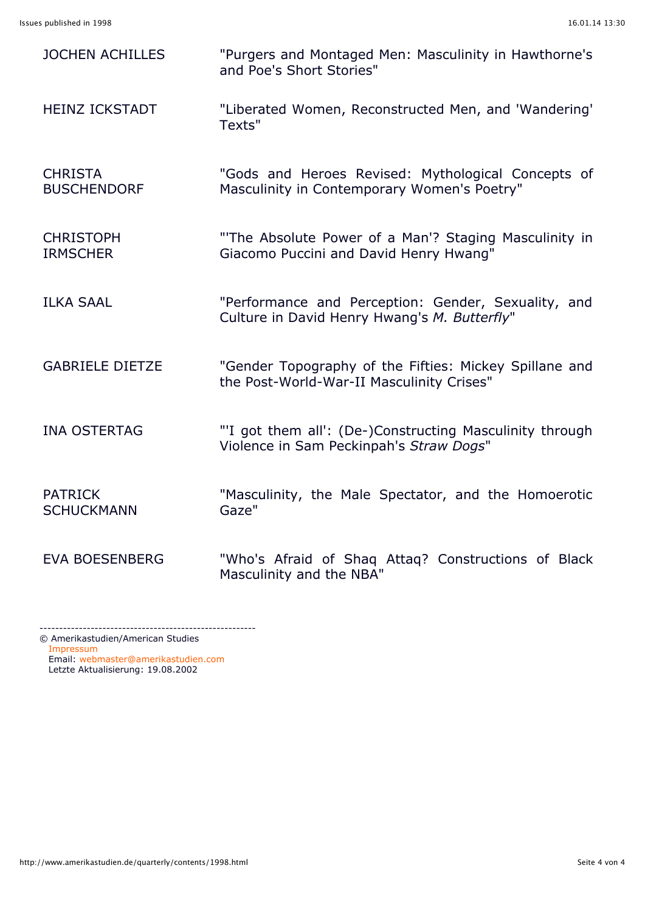| | |
|---|---|
| JOCHEN ACHILLES | "Purgers and Montaged Men: Masculinity in Hawthorne's and Poe's Short Stories" |
| HEINZ ICKSTADT | "Liberated Women, Reconstructed Men, and 'Wandering' Texts" |
| CHRISTA BUSCHENDORF | "Gods and Heroes Revised: Mythological Concepts of Masculinity in Contemporary Women's Poetry" |
| CHRISTOPH IRMSCHER | "'The Absolute Power of a Man'? Staging Masculinity in Giacomo Puccini and David Henry Hwang" |
| ILKA SAAL | "Performance and Perception: Gender, Sexuality, and Culture in David Henry Hwang's *M. Butterfly*" |
| GABRIELE DIETZE | "Gender Topography of the Fifties: Mickey Spillane and the Post-World-War-II Masculinity Crises" |
| INA OSTERTAG | "'I got them all': (De-)Constructing Masculinity through Violence in Sam Peckinpah's *Straw Dogs*" |
| PATRICK SCHUCKMANN | "Masculinity, the Male Spectator, and the Homoerotic Gaze" |
| EVA BOESENBERG | "Who's Afraid of Shaq Attaq? Constructions of Black Masculinity and the NBA" |

------------------------------------------------------

© Amerikastudien/American Studies
Impressum
Email: webmaster@amerikastudien.com
Letzte Aktualisierung: 19.08.2002